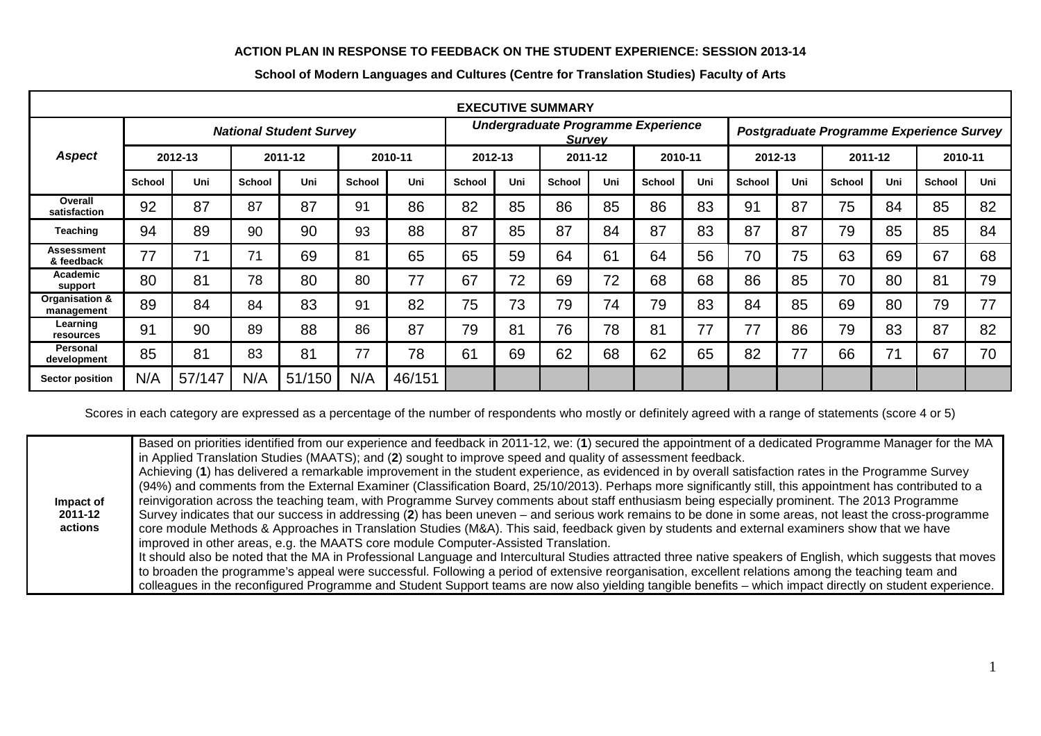# ACTION PLAN IN RESPONSE TO FEEDBACK ON THE STUDENT EXPERIENCE: SESSION 2013-14

## School of Modern Languages and Cultures (Centre for Translation Studies) Faculty of Arts

| EXECUTIVE SUMMARY | | | | | | | | | | | | | | | | | | |
|---|---|---|---|---|---|---|---|---|---|---|---|---|---|---|---|---|---|---|
| ***Aspect*** | ***National Student Survey*** | | | | | | ***Undergraduate Programme Experience Survey*** | | | | | | ***Postgraduate Programme Experience Survey*** | | | | | |
| | **2012-13** | | **2011-12** | | **2010-11** | | **2012-13** | | **2011-12** | | **2010-11** | | **2012-13** | | **2011-12** | | **2010-11** | |
| | **School** | **Uni** | **School** | **Uni** | **School** | **Uni** | **School** | **Uni** | **School** | **Uni** | **School** | **Uni** | **School** | **Uni** | **School** | **Uni** | **School** | **Uni** |
| **Overall satisfaction** | 92 | 87 | 87 | 87 | 91 | 86 | 82 | 85 | 86 | 85 | 86 | 83 | 91 | 87 | 75 | 84 | 85 | 82 |
| **Teaching** | 94 | 89 | 90 | 90 | 93 | 88 | 87 | 85 | 87 | 84 | 87 | 83 | 87 | 87 | 79 | 85 | 85 | 84 |
| **Assessment & feedback** | 77 | 71 | 71 | 69 | 81 | 65 | 65 | 59 | 64 | 61 | 64 | 56 | 70 | 75 | 63 | 69 | 67 | 68 |
| **Academic support** | 80 | 81 | 78 | 80 | 80 | 77 | 67 | 72 | 69 | 72 | 68 | 68 | 86 | 85 | 70 | 80 | 81 | 79 |
| **Organisation & management** | 89 | 84 | 84 | 83 | 91 | 82 | 75 | 73 | 79 | 74 | 79 | 83 | 84 | 85 | 69 | 80 | 79 | 77 |
| **Learning resources** | 91 | 90 | 89 | 88 | 86 | 87 | 79 | 81 | 76 | 78 | 81 | 77 | 77 | 86 | 79 | 83 | 87 | 82 |
| **Personal development** | 85 | 81 | 83 | 81 | 77 | 78 | 61 | 69 | 62 | 68 | 62 | 65 | 82 | 77 | 66 | 71 | 67 | 70 |
| **Sector position** | N/A | 57/147 | N/A | 51/150 | N/A | 46/151 | | | | | | | | | | | | |

Scores in each category are expressed as a percentage of the number of respondents who mostly or definitely agreed with a range of statements (score 4 or 5)

| | |
|---|---|
| **Impact of 2011-12 actions** | Based on priorities identified from our experience and feedback in 2011-12, we: (**1**) secured the appointment of a dedicated Programme Manager for the MA in Applied Translation Studies (MAATS); and (**2**) sought to improve speed and quality of assessment feedback.<br>Achieving (**1**) has delivered a remarkable improvement in the student experience, as evidenced in by overall satisfaction rates in the Programme Survey (94%) and comments from the External Examiner (Classification Board, 25/10/2013). Perhaps more significantly still, this appointment has contributed to a reinvigoration across the teaching team, with Programme Survey comments about staff enthusiasm being especially prominent. The 2013 Programme Survey indicates that our success in addressing (**2**) has been uneven – and serious work remains to be done in some areas, not least the cross-programme core module Methods & Approaches in Translation Studies (M&A). This said, feedback given by students and external examiners show that we have improved in other areas, e.g. the MAATS core module Computer-Assisted Translation.<br>It should also be noted that the MA in Professional Language and Intercultural Studies attracted three native speakers of English, which suggests that moves to broaden the programme's appeal were successful. Following a period of extensive reorganisation, excellent relations among the teaching team and colleagues in the reconfigured Programme and Student Support teams are now also yielding tangible benefits – which impact directly on student experience. |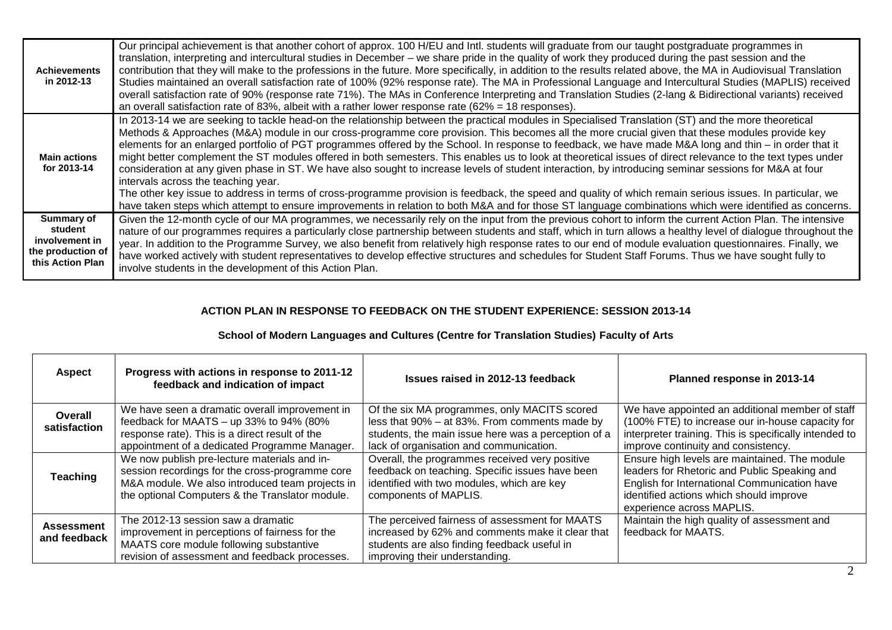| | |
|---|---|
| **Achievements in 2012-13** | Our principal achievement is that another cohort of approx. 100 H/EU and Intl. students will graduate from our taught postgraduate programmes in translation, interpreting and intercultural studies in December – we share pride in the quality of work they produced during the past session and the contribution that they will make to the professions in the future. More specifically, in addition to the results related above, the MA in Audiovisual Translation Studies maintained an overall satisfaction rate of 100% (92% response rate). The MA in Professional Language and Intercultural Studies (MAPLIS) received overall satisfaction rate of 90% (response rate 71%). The MAs in Conference Interpreting and Translation Studies (2-lang & Bidirectional variants) received an overall satisfaction rate of 83%, albeit with a rather lower response rate (62% = 18 responses). |
| **Main actions for 2013-14** | In 2013-14 we are seeking to tackle head-on the relationship between the practical modules in Specialised Translation (ST) and the more theoretical Methods & Approaches (M&A) module in our cross-programme core provision. This becomes all the more crucial given that these modules provide key elements for an enlarged portfolio of PGT programmes offered by the School. In response to feedback, we have made M&A long and thin – in order that it might better complement the ST modules offered in both semesters. This enables us to look at theoretical issues of direct relevance to the text types under consideration at any given phase in ST. We have also sought to increase levels of student interaction, by introducing seminar sessions for M&A at four intervals across the teaching year.<br>The other key issue to address in terms of cross-programme provision is feedback, the speed and quality of which remain serious issues. In particular, we have taken steps which attempt to ensure improvements in relation to both M&A and for those ST language combinations which were identified as concerns. |
| **Summary of student involvement in the production of this Action Plan** | Given the 12-month cycle of our MA programmes, we necessarily rely on the input from the previous cohort to inform the current Action Plan. The intensive nature of our programmes requires a particularly close partnership between students and staff, which in turn allows a healthy level of dialogue throughout the year. In addition to the Programme Survey, we also benefit from relatively high response rates to our end of module evaluation questionnaires. Finally, we have worked actively with student representatives to develop effective structures and schedules for Student Staff Forums. Thus we have sought fully to involve students in the development of this Action Plan. |

## ACTION PLAN IN RESPONSE TO FEEDBACK ON THE STUDENT EXPERIENCE: SESSION 2013-14

### School of Modern Languages and Cultures (Centre for Translation Studies) Faculty of Arts

| Aspect | Progress with actions in response to 2011-12 feedback and indication of impact | Issues raised in 2012-13 feedback | Planned response in 2013-14 |
|---|---|---|---|
| **Overall satisfaction** | We have seen a dramatic overall improvement in feedback for MAATS – up 33% to 94% (80% response rate). This is a direct result of the appointment of a dedicated Programme Manager. | Of the six MA programmes, only MACITS scored less that 90% – at 83%. From comments made by students, the main issue here was a perception of a lack of organisation and communication. | We have appointed an additional member of staff (100% FTE) to increase our in-house capacity for interpreter training. This is specifically intended to improve continuity and consistency. |
| **Teaching** | We now publish pre-lecture materials and in-session recordings for the cross-programme core M&A module. We also introduced team projects in the optional Computers & the Translator module. | Overall, the programmes received very positive feedback on teaching. Specific issues have been identified with two modules, which are key components of MAPLIS. | Ensure high levels are maintained. The module leaders for Rhetoric and Public Speaking and English for International Communication have identified actions which should improve experience across MAPLIS. |
| **Assessment and feedback** | The 2012-13 session saw a dramatic improvement in perceptions of fairness for the MAATS core module following substantive revision of assessment and feedback processes. | The perceived fairness of assessment for MAATS increased by 62% and comments make it clear that students are also finding feedback useful in improving their understanding. | Maintain the high quality of assessment and feedback for MAATS. |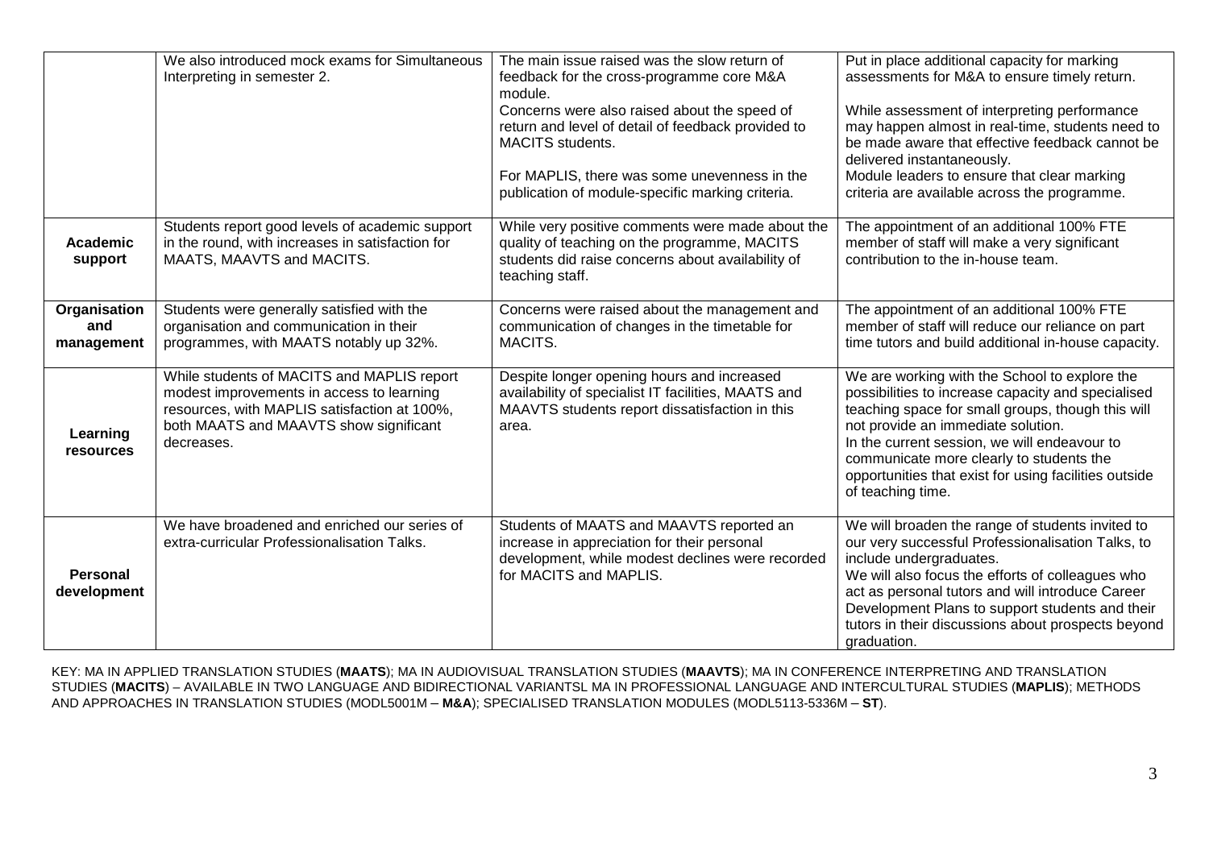| | | | |
|---|---|---|---|
| | We also introduced mock exams for Simultaneous Interpreting in semester 2. | The main issue raised was the slow return of feedback for the cross-programme core M&A module.<br>Concerns were also raised about the speed of return and level of detail of feedback provided to MACITS students.<br>For MAPLIS, there was some unevenness in the publication of module-specific marking criteria. | Put in place additional capacity for marking assessments for M&A to ensure timely return.<br>While assessment of interpreting performance may happen almost in real-time, students need to be made aware that effective feedback cannot be delivered instantaneously.<br>Module leaders to ensure that clear marking criteria are available across the programme. |
| **Academic support** | Students report good levels of academic support in the round, with increases in satisfaction for MAATS, MAAVTS and MACITS. | While very positive comments were made about the quality of teaching on the programme, MACITS students did raise concerns about availability of teaching staff. | The appointment of an additional 100% FTE member of staff will make a very significant contribution to the in-house team. |
| **Organisation and management** | Students were generally satisfied with the organisation and communication in their programmes, with MAATS notably up 32%. | Concerns were raised about the management and communication of changes in the timetable for MACITS. | The appointment of an additional 100% FTE member of staff will reduce our reliance on part time tutors and build additional in-house capacity. |
| **Learning resources** | While students of MACITS and MAPLIS report modest improvements in access to learning resources, with MAPLIS satisfaction at 100%, both MAATS and MAAVTS show significant decreases. | Despite longer opening hours and increased availability of specialist IT facilities, MAATS and MAAVTS students report dissatisfaction in this area. | We are working with the School to explore the possibilities to increase capacity and specialised teaching space for small groups, though this will not provide an immediate solution.<br>In the current session, we will endeavour to communicate more clearly to students the opportunities that exist for using facilities outside of teaching time. |
| **Personal development** | We have broadened and enriched our series of extra-curricular Professionalisation Talks. | Students of MAATS and MAAVTS reported an increase in appreciation for their personal development, while modest declines were recorded for MACITS and MAPLIS. | We will broaden the range of students invited to our very successful Professionalisation Talks, to include undergraduates.<br>We will also focus the efforts of colleagues who act as personal tutors and will introduce Career Development Plans to support students and their tutors in their discussions about prospects beyond graduation. |

KEY: MA IN APPLIED TRANSLATION STUDIES (**MAATS**); MA IN AUDIOVISUAL TRANSLATION STUDIES (**MAAVTS**); MA IN CONFERENCE INTERPRETING AND TRANSLATION STUDIES (**MACITS**) – AVAILABLE IN TWO LANGUAGE AND BIDIRECTIONAL VARIANTSL MA IN PROFESSIONAL LANGUAGE AND INTERCULTURAL STUDIES (**MAPLIS**); METHODS AND APPROACHES IN TRANSLATION STUDIES (MODL5001M – **M&A**); SPECIALISED TRANSLATION MODULES (MODL5113-5336M – **ST**).